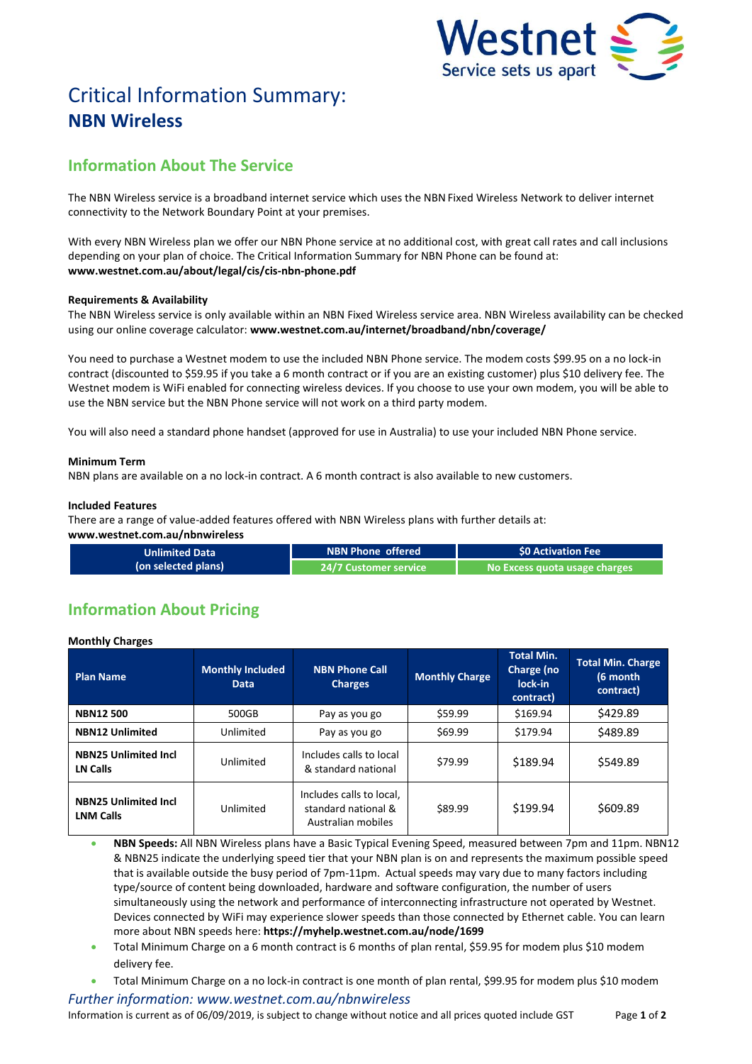# Critical Information Summary: **NBN Wireless**

## Information About The Service

The NBN Wireless service is a broadband internet service which uses the NBN Fixed Wireless Network to deliver internet connectivity to the Network Boundary Point at your premises.

With every NBN Wireless plan we offer our NBN Phone service at no additional cost, with great call rates and call inclusions depending on your plan of choice. The Critical Information Summary for NBN Phone can be found at: **www.westnet.com.au/about/legal/cis/cis-nbn-phone.pdf**

**Requirements & Availability**

The NBN Wireless service is only available within an NBN Fixed Wireless service area. NBN Wireless availability can be checked using our online coverage calculator: **www.westnet.com.au/internet/broadband/nbn/coverage/**

You need to purchase a Westnet modem to use the included NBN Phone service. The modem costs $99.95 on a no lock-in contract (discounted to $59.95 if you take a 6 month contract or if you are an existing customer) plus $10 delivery fee. The Westnet modem is WiFi enabled for connecting wireless devices. If you choose to use your own modem, you will be able to use the NBN service but the NBN Phone service will not work on a third party modem.

You will also need a standard phone handset (approved for use in Australia) to use your included NBN Phone service.

**Minimum Term**

NBN plans are available on a no lock-in contract. A 6 month contract is also available to new customers.

**Included Features**

There are a range of value-added features offered with NBN Wireless plans with further details at: **www.westnet.com.au/nbnwireless**

| Unlimited Data (on selected plans) | NBN Phone offered | $0 Activation Fee |
|---|---|---|
| | 24/7 Customer service | No Excess quota usage charges |

## Information About Pricing

**Monthly Charges**

| Plan Name | Monthly Included Data | NBN Phone Call Charges | Monthly Charge | Total Min. Charge (no lock-in contract) | Total Min. Charge (6 month contract) |
|---|---|---|---|---|---|
| **NBN12 500** | 500GB | Pay as you go | $59.99 | $169.94 | $429.89 |
| **NBN12 Unlimited** | Unlimited | Pay as you go | $69.99 | $179.94 | $489.89 |
| **NBN25 Unlimited Incl LN Calls** | Unlimited | Includes calls to local & standard national | $79.99 | $189.94 | $549.89 |
| **NBN25 Unlimited Incl LNM Calls** | Unlimited | Includes calls to local, standard national & Australian mobiles | $89.99 | $199.94 | $609.89 |

- **NBN Speeds:** All NBN Wireless plans have a Basic Typical Evening Speed, measured between 7pm and 11pm. NBN12 & NBN25 indicate the underlying speed tier that your NBN plan is on and represents the maximum possible speed that is available outside the busy period of 7pm-11pm. Actual speeds may vary due to many factors including type/source of content being downloaded, hardware and software configuration, the number of users simultaneously using the network and performance of interconnecting infrastructure not operated by Westnet. Devices connected by WiFi may experience slower speeds than those connected by Ethernet cable. You can learn more about NBN speeds here: **https://myhelp.westnet.com.au/node/1699**
- Total Minimum Charge on a 6 month contract is 6 months of plan rental, $59.95 for modem plus $10 modem delivery fee.
- Total Minimum Charge on a no lock-in contract is one month of plan rental, $99.95 for modem plus $10 modem

*Further information: www.westnet.com.au/nbnwireless*

Information is current as of 06/09/2019, is subject to change without notice and all prices quoted include GST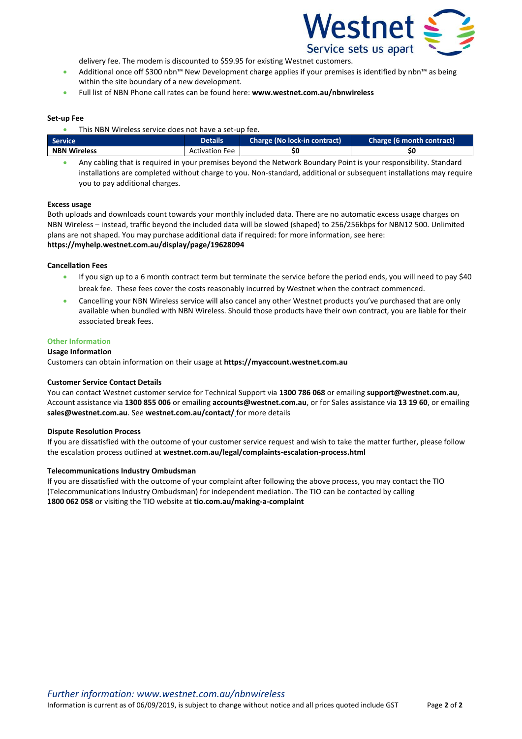delivery fee. The modem is discounted to $59.95 for existing Westnet customers.

- Additional once off $300 nbn™ New Development charge applies if your premises is identified by nbn™ as being within the site boundary of a new development.
- Full list of NBN Phone call rates can be found here: **www.westnet.com.au/nbnwireless**

**Set-up Fee**

- This NBN Wireless service does not have a set-up fee.

| Service | Details | Charge (No lock-in contract) | Charge (6 month contract) |
|---|---|---|---|
| **NBN Wireless** | Activation Fee | **$0** | **$0** |

- Any cabling that is required in your premises beyond the Network Boundary Point is your responsibility. Standard installations are completed without charge to you. Non-standard, additional or subsequent installations may require you to pay additional charges.

**Excess usage**

Both uploads and downloads count towards your monthly included data. There are no automatic excess usage charges on NBN Wireless – instead, traffic beyond the included data will be slowed (shaped) to 256/256kbps for NBN12 500. Unlimited plans are not shaped. You may purchase additional data if required: for more information, see here:
**https://myhelp.westnet.com.au/display/page/19628094**

**Cancellation Fees**

- If you sign up to a 6 month contract term but terminate the service before the period ends, you will need to pay $40 break fee. These fees cover the costs reasonably incurred by Westnet when the contract commenced.
- Cancelling your NBN Wireless service will also cancel any other Westnet products you've purchased that are only available when bundled with NBN Wireless. Should those products have their own contract, you are liable for their associated break fees.

## Other Information

**Usage Information**

Customers can obtain information on their usage at **https://myaccount.westnet.com.au**

**Customer Service Contact Details**

You can contact Westnet customer service for Technical Support via **1300 786 068** or emailing **support@westnet.com.au**, Account assistance via **1300 855 006** or emailing **accounts@westnet.com.au**, or for Sales assistance via **13 19 60**, or emailing **sales@westnet.com.au**. See **westnet.com.au/contact/** for more details

**Dispute Resolution Process**

If you are dissatisfied with the outcome of your customer service request and wish to take the matter further, please follow the escalation process outlined at **westnet.com.au/legal/complaints-escalation-process.html**

**Telecommunications Industry Ombudsman**

If you are dissatisfied with the outcome of your complaint after following the above process, you may contact the TIO (Telecommunications Industry Ombudsman) for independent mediation. The TIO can be contacted by calling **1800 062 058** or visiting the TIO website at **tio.com.au/making-a-complaint**

*Further information: www.westnet.com.au/nbnwireless*

Information is current as of 06/09/2019, is subject to change without notice and all prices quoted include GST